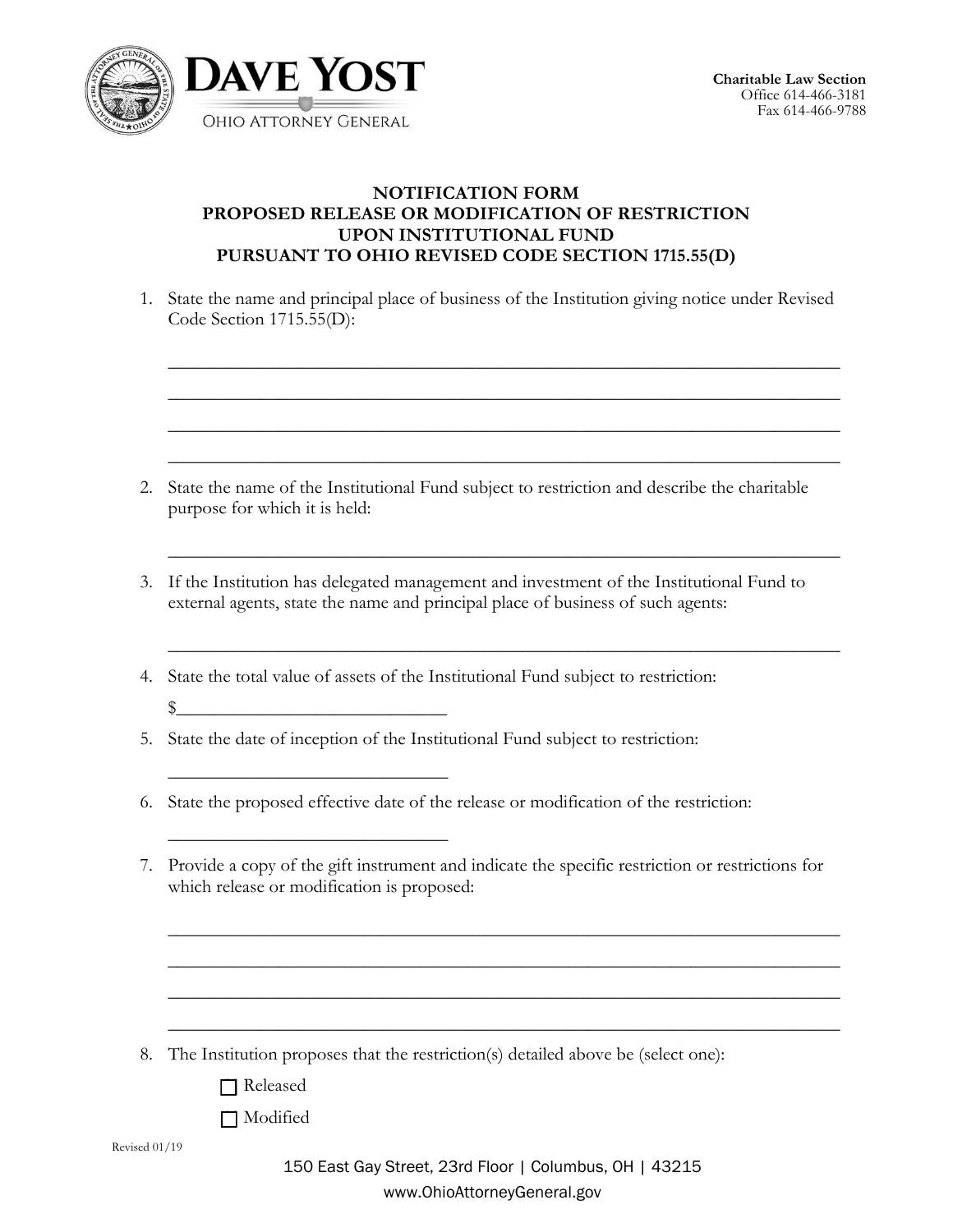**DAVE YOST**
OHIO ATTORNEY GENERAL

**Charitable Law Section**
Office 614-466-3181
Fax 614-466-9788

# NOTIFICATION FORM
# PROPOSED RELEASE OR MODIFICATION OF RESTRICTION UPON INSTITUTIONAL FUND
# PURSUANT TO OHIO REVISED CODE SECTION 1715.55(D)

1. State the name and principal place of business of the Institution giving notice under Revised Code Section 1715.55(D):

   ______________________________________________________________________

   ______________________________________________________________________

   ______________________________________________________________________

   ______________________________________________________________________

2. State the name of the Institutional Fund subject to restriction and describe the charitable purpose for which it is held:

   ______________________________________________________________________

3. If the Institution has delegated management and investment of the Institutional Fund to external agents, state the name and principal place of business of such agents:

   ______________________________________________________________________

4. State the total value of assets of the Institutional Fund subject to restriction:

   $______________________________

5. State the date of inception of the Institutional Fund subject to restriction:

   ______________________________

6. State the proposed effective date of the release or modification of the restriction:

   ______________________________

7. Provide a copy of the gift instrument and indicate the specific restriction or restrictions for which release or modification is proposed:

   ______________________________________________________________________

   ______________________________________________________________________

   ______________________________________________________________________

   ______________________________________________________________________

8. The Institution proposes that the restriction(s) detailed above be (select one):

   ☐ Released

   ☐ Modified

Revised 01/19

150 East Gay Street, 23rd Floor | Columbus, OH | 43215
www.OhioAttorneyGeneral.gov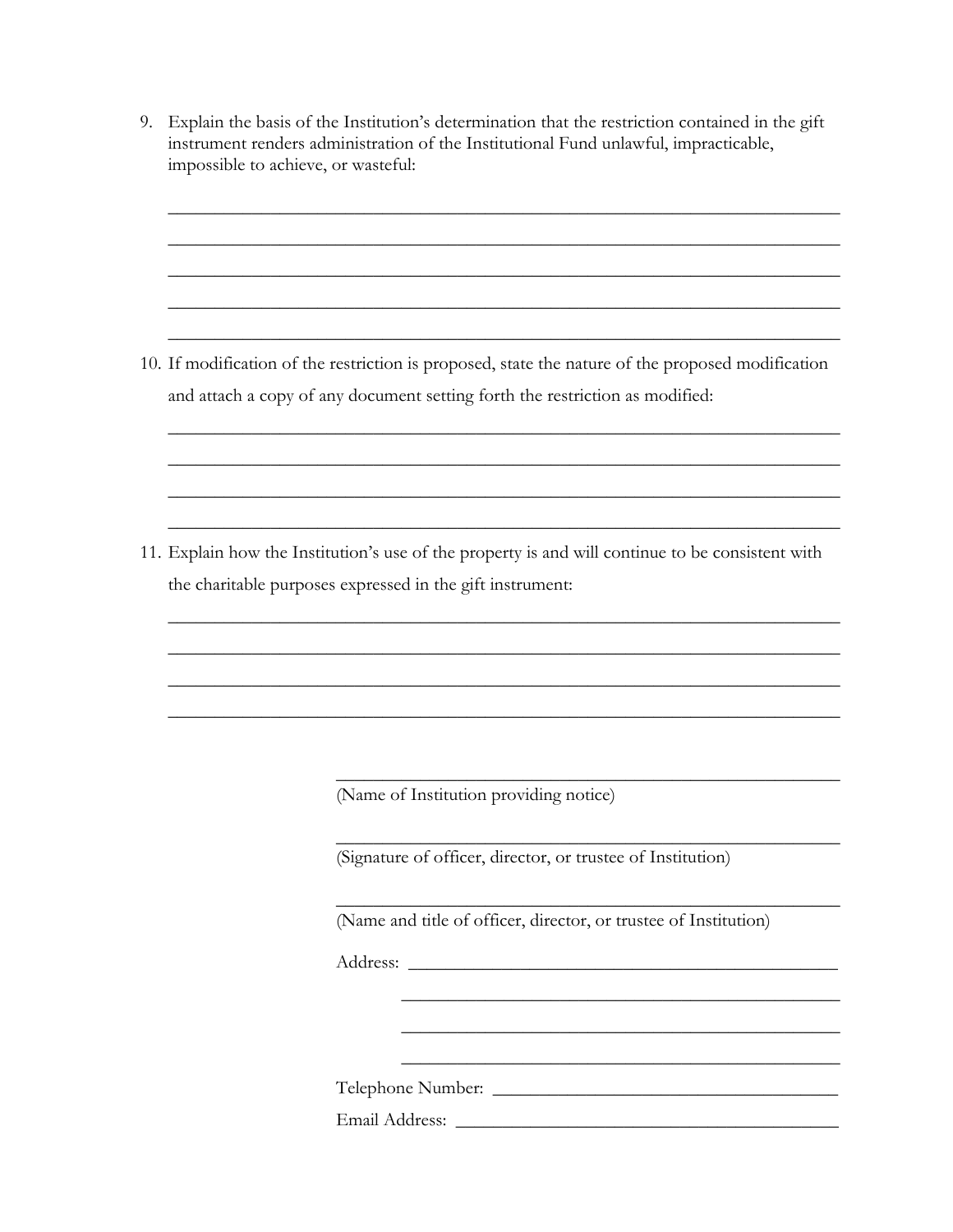9. Explain the basis of the Institution's determination that the restriction contained in the gift instrument renders administration of the Institutional Fund unlawful, impracticable, impossible to achieve, or wasteful:

_______________________________________________________________________

_______________________________________________________________________

_______________________________________________________________________

_______________________________________________________________________

_______________________________________________________________________

10. If modification of the restriction is proposed, state the nature of the proposed modification and attach a copy of any document setting forth the restriction as modified:

_______________________________________________________________________

_______________________________________________________________________

_______________________________________________________________________

_______________________________________________________________________

11. Explain how the Institution's use of the property is and will continue to be consistent with the charitable purposes expressed in the gift instrument:

_______________________________________________________________________

_______________________________________________________________________

_______________________________________________________________________

_______________________________________________________________________

_______________________________________________

(Name of Institution providing notice)

_______________________________________________

(Signature of officer, director, or trustee of Institution)

_______________________________________________

(Name and title of officer, director, or trustee of Institution)

Address: ______________________________________

______________________________________

______________________________________

______________________________________

Telephone Number: ______________________________

Email Address: _________________________________